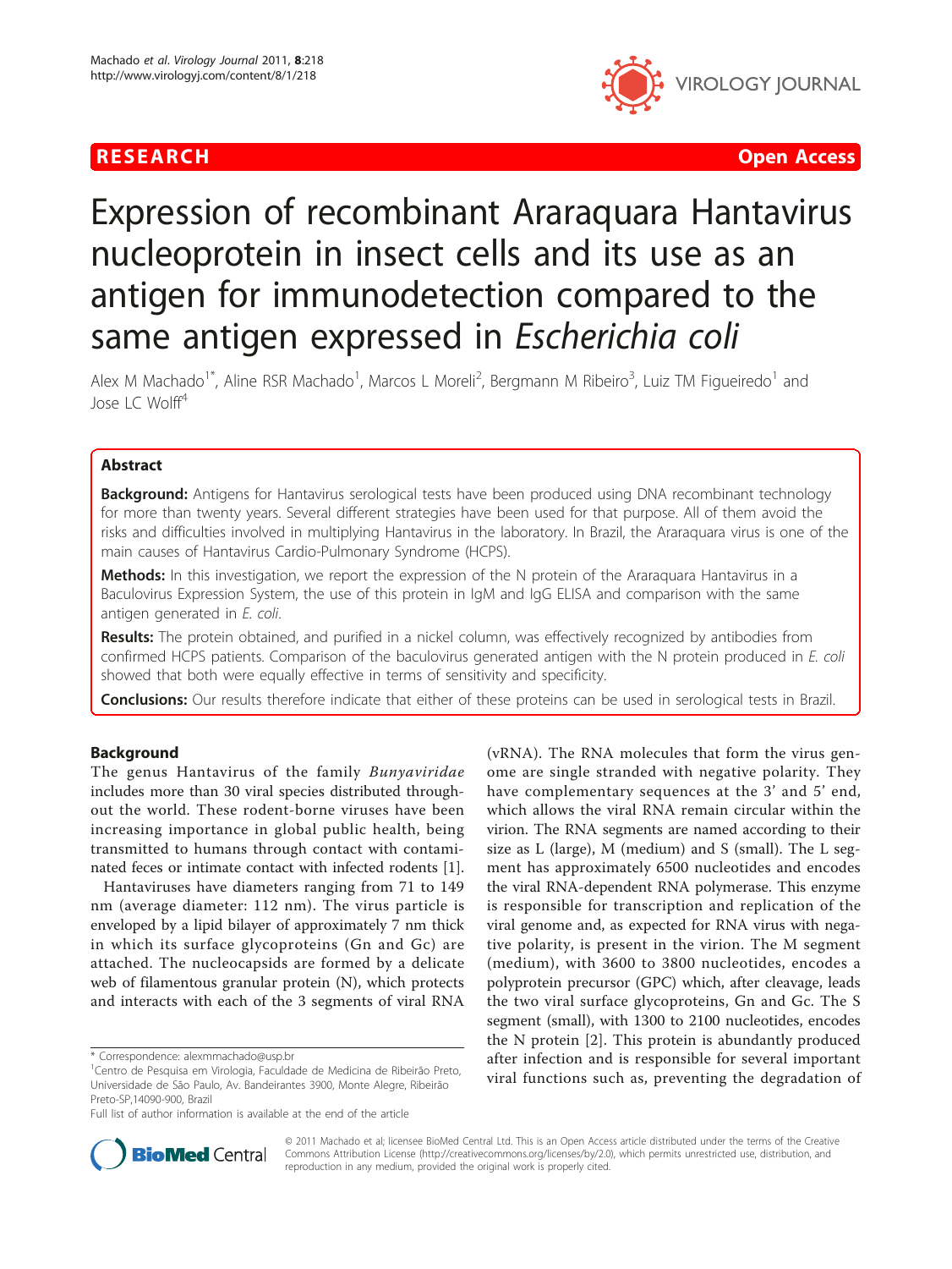RESEARCH **Open Access**

# Expression of recombinant Araraquara Hantavirus nucleoprotein in insect cells and its use as an antigen for immunodetection compared to the same antigen expressed in *Escherichia coli*

Alex M Machado[1*], Aline RSR Machado[1], Marcos L Moreli[2], Bergmann M Ribeiro[3], Luiz TM Figueiredo[1] and Jose LC Wolff[4]

## Abstract

**Background:** Antigens for Hantavirus serological tests have been produced using DNA recombinant technology for more than twenty years. Several different strategies have been used for that purpose. All of them avoid the risks and difficulties involved in multiplying Hantavirus in the laboratory. In Brazil, the Araraquara virus is one of the main causes of Hantavirus Cardio-Pulmonary Syndrome (HCPS).

**Methods:** In this investigation, we report the expression of the N protein of the Araraquara Hantavirus in a Baculovirus Expression System, the use of this protein in IgM and IgG ELISA and comparison with the same antigen generated in *E. coli*.

**Results:** The protein obtained, and purified in a nickel column, was effectively recognized by antibodies from confirmed HCPS patients. Comparison of the baculovirus generated antigen with the N protein produced in *E. coli* showed that both were equally effective in terms of sensitivity and specificity.

**Conclusions:** Our results therefore indicate that either of these proteins can be used in serological tests in Brazil.

## Background

The genus Hantavirus of the family *Bunyaviridae* includes more than 30 viral species distributed throughout the world. These rodent-borne viruses have been increasing importance in global public health, being transmitted to humans through contact with contaminated feces or intimate contact with infected rodents [1].

Hantaviruses have diameters ranging from 71 to 149 nm (average diameter: 112 nm). The virus particle is enveloped by a lipid bilayer of approximately 7 nm thick in which its surface glycoproteins (Gn and Gc) are attached. The nucleocapsids are formed by a delicate web of filamentous granular protein (N), which protects and interacts with each of the 3 segments of viral RNA (vRNA). The RNA molecules that form the virus genome are single stranded with negative polarity. They have complementary sequences at the 3' and 5' end, which allows the viral RNA remain circular within the virion. The RNA segments are named according to their size as L (large), M (medium) and S (small). The L segment has approximately 6500 nucleotides and encodes the viral RNA-dependent RNA polymerase. This enzyme is responsible for transcription and replication of the viral genome and, as expected for RNA virus with negative polarity, is present in the virion. The M segment (medium), with 3600 to 3800 nucleotides, encodes a polyprotein precursor (GPC) which, after cleavage, leads the two viral surface glycoproteins, Gn and Gc. The S segment (small), with 1300 to 2100 nucleotides, encodes the N protein [2]. This protein is abundantly produced after infection and is responsible for several important viral functions such as, preventing the degradation of

\* Correspondence: alexmmachado@usp.br
[1]Centro de Pesquisa em Virologia, Faculdade de Medicina de Ribeirão Preto, Universidade de São Paulo, Av. Bandeirantes 3900, Monte Alegre, Ribeirão Preto-SP,14090-900, Brazil
Full list of author information is available at the end of the article

© 2011 Machado et al; licensee BioMed Central Ltd. This is an Open Access article distributed under the terms of the Creative Commons Attribution License (http://creativecommons.org/licenses/by/2.0), which permits unrestricted use, distribution, and reproduction in any medium, provided the original work is properly cited.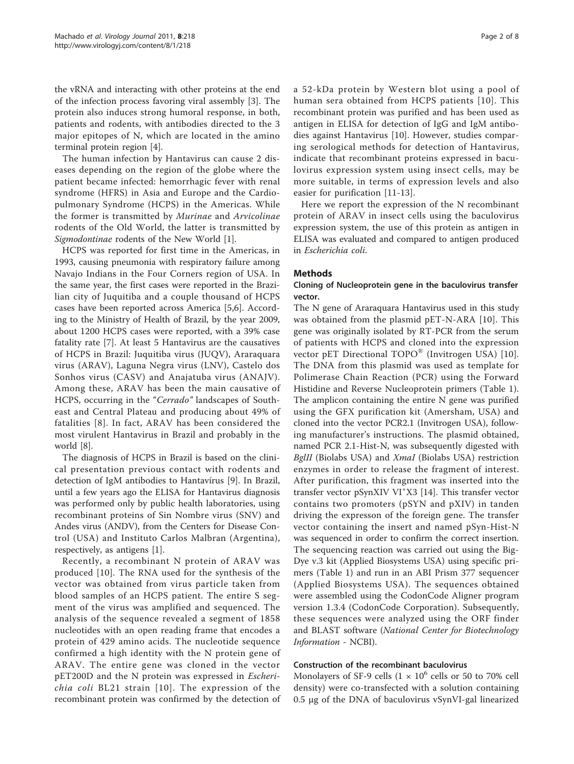the vRNA and interacting with other proteins at the end of the infection process favoring viral assembly [3]. The protein also induces strong humoral response, in both, patients and rodents, with antibodies directed to the 3 major epitopes of N, which are located in the amino terminal protein region [4].

The human infection by Hantavirus can cause 2 diseases depending on the region of the globe where the patient became infected: hemorrhagic fever with renal syndrome (HFRS) in Asia and Europe and the Cardiopulmonary Syndrome (HCPS) in the Americas. While the former is transmitted by *Murinae* and *Arvicolinae* rodents of the Old World, the latter is transmitted by *Sigmodontinae* rodents of the New World [1].

HCPS was reported for first time in the Americas, in 1993, causing pneumonia with respiratory failure among Navajo Indians in the Four Corners region of USA. In the same year, the first cases were reported in the Brazilian city of Juquitiba and a couple thousand of HCPS cases have been reported across America [5,6]. According to the Ministry of Health of Brazil, by the year 2009, about 1200 HCPS cases were reported, with a 39% case fatality rate [7]. At least 5 Hantavirus are the causatives of HCPS in Brazil: Juquitiba virus (JUQV), Araraquara virus (ARAV), Laguna Negra virus (LNV), Castelo dos Sonhos virus (CASV) and Anajatuba virus (ANAJV). Among these, ARAV has been the main causative of HCPS, occurring in the "*Cerrado*" landscapes of Southeast and Central Plateau and producing about 49% of fatalities [8]. In fact, ARAV has been considered the most virulent Hantavirus in Brazil and probably in the world [8].

The diagnosis of HCPS in Brazil is based on the clinical presentation previous contact with rodents and detection of IgM antibodies to Hantavírus [9]. In Brazil, until a few years ago the ELISA for Hantavirus diagnosis was performed only by public health laboratories, using recombinant proteins of Sin Nombre virus (SNV) and Andes virus (ANDV), from the Centers for Disease Control (USA) and Instituto Carlos Malbran (Argentina), respectively, as antigens [1].

Recently, a recombinant N protein of ARAV was produced [10]. The RNA used for the synthesis of the vector was obtained from virus particle taken from blood samples of an HCPS patient. The entire S segment of the virus was amplified and sequenced. The analysis of the sequence revealed a segment of 1858 nucleotides with an open reading frame that encodes a protein of 429 amino acids. The nucleotide sequence confirmed a high identity with the N protein gene of ARAV. The entire gene was cloned in the vector pET200D and the N protein was expressed in *Escherichia coli* BL21 strain [10]. The expression of the recombinant protein was confirmed by the detection of a 52-kDa protein by Western blot using a pool of human sera obtained from HCPS patients [10]. This recombinant protein was purified and has been used as antigen in ELISA for detection of IgG and IgM antibodies against Hantavirus [10]. However, studies comparing serological methods for detection of Hantavirus, indicate that recombinant proteins expressed in baculovirus expression system using insect cells, may be more suitable, in terms of expression levels and also easier for purification [11-13].

Here we report the expression of the N recombinant protein of ARAV in insect cells using the baculovirus expression system, the use of this protein as antigen in ELISA was evaluated and compared to antigen produced in *Escherichia coli*.

## Methods

### Cloning of Nucleoprotein gene in the baculovirus transfer vector.

The N gene of Araraquara Hantavirus used in this study was obtained from the plasmid pET-N-ARA [10]. This gene was originally isolated by RT-PCR from the serum of patients with HCPS and cloned into the expression vector pET Directional TOPO® (Invitrogen USA) [10]. The DNA from this plasmid was used as template for Polimerase Chain Reaction (PCR) using the Forward Histidine and Reverse Nucleoprotein primers (Table 1). The amplicon containing the entire N gene was purified using the GFX purification kit (Amersham, USA) and cloned into the vector PCR2.1 (Invitrogen USA), following manufacturer's instructions. The plasmid obtained, named PCR 2.1-Hist-N, was subsequently digested with *BglII* (Biolabs USA) and *XmaI* (Biolabs USA) restriction enzymes in order to release the fragment of interest. After purification, this fragment was inserted into the transfer vector pSynXIV VI$^+$X3 [14]. This transfer vector contains two promoters (pSYN and pXIV) in tanden driving the expresson of the foreign gene. The transfer vector containing the insert and named pSyn-Hist-N was sequenced in order to confirm the correct insertion. The sequencing reaction was carried out using the Big-Dye v.3 kit (Applied Biosystems USA) using specific primers (Table 1) and run in an ABI Prism 377 sequencer (Applied Biosystems USA). The sequences obtained were assembled using the CodonCode Aligner program version 1.3.4 (CodonCode Corporation). Subsequently, these sequences were analyzed using the ORF finder and BLAST software (*National Center for Biotechnology Information* - NCBI).

### Construction of the recombinant baculovirus

Monolayers of SF-9 cells ($1 \times 10^6$ cells or 50 to 70% cell density) were co-transfected with a solution containing 0.5 μg of the DNA of baculovirus vSynVI-gal linearized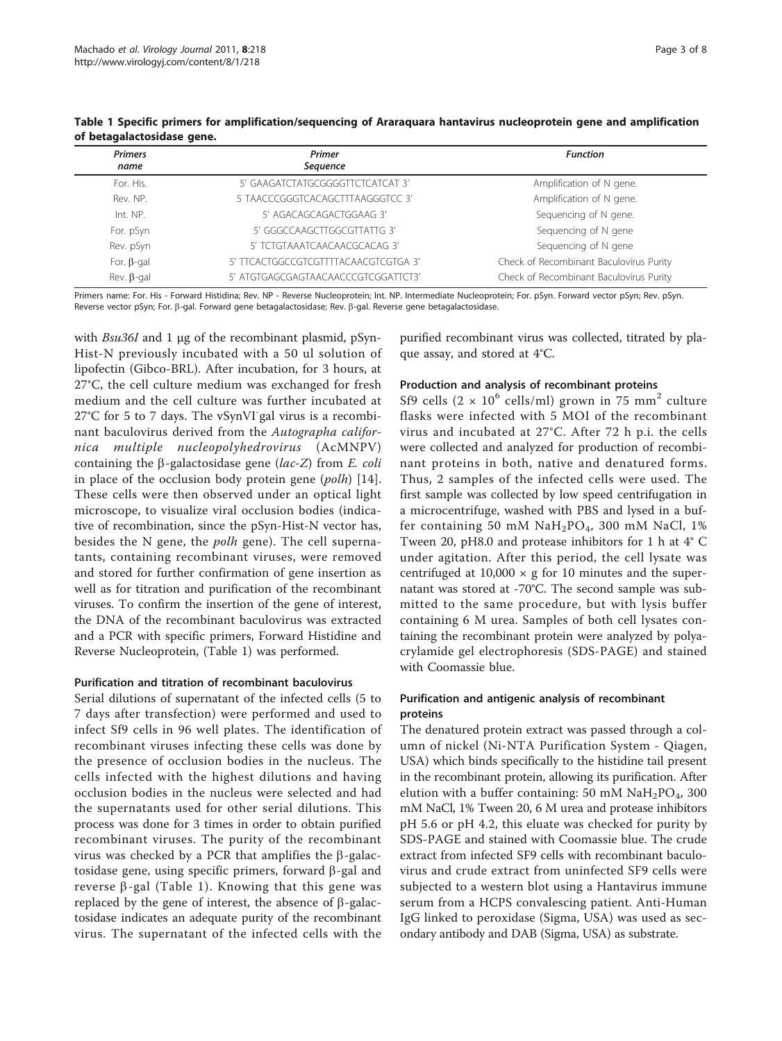**Table 1 Specific primers for amplification/sequencing of Araraquara hantavirus nucleoprotein gene and amplification of betagalactosidase gene.**

| *Primers name* | *Primer Sequence* | *Function* |
|---|---|---|
| For. His. | 5' GAAGATCTATGCGGGGTTCTCATCAT 3' | Amplification of N gene. |
| Rev. NP. | 5 TAACCCGGGTCACAGCTTTAAGGGTCC 3' | Amplification of N gene. |
| Int. NP. | 5' AGACAGCAGACTGGAAG 3' | Sequencing of N gene. |
| For. pSyn | 5' GGGCCAAGCTTGGCGTTATTG 3' | Sequencing of N gene |
| Rev. pSyn | 5' TCTGTAAATCAACAACGCACAG 3' | Sequencing of N gene |
| For. β-gal | 5' TTCACTGGCCGTCGTTTTACAACGTCGTGA 3' | Check of Recombinant Baculovírus Purity |
| Rev. β-gal | 5' ATGTGAGCGAGTAACAACCCGTCGGATTCT3' | Check of Recombinant Baculovírus Purity |

Primers name: For. His - Forward Histidina; Rev. NP - Reverse Nucleoprotein; Int. NP. Intermediate Nucleoprotein; For. pSyn. Forward vector pSyn; Rev. pSyn. Reverse vector pSyn; For. β-gal. Forward gene betagalactosidase; Rev. β-gal. Reverse gene betagalactosidase.

with *Bsu36I* and 1 μg of the recombinant plasmid, pSyn-Hist-N previously incubated with a 50 ul solution of lipofectin (Gibco-BRL). After incubation, for 3 hours, at 27°C, the cell culture medium was exchanged for fresh medium and the cell culture was further incubated at 27°C for 5 to 7 days. The vSynVI⁻gal virus is a recombinant baculovirus derived from the *Autographa californica multiple nucleopolyhedrovirus* (AcMNPV) containing the β-galactosidase gene (*lac-Z*) from *E. coli* in place of the occlusion body protein gene (*polh*) [14]. These cells were then observed under an optical light microscope, to visualize viral occlusion bodies (indicative of recombination, since the pSyn-Hist-N vector has, besides the N gene, the *polh* gene). The cell supernatants, containing recombinant viruses, were removed and stored for further confirmation of gene insertion as well as for titration and purification of the recombinant viruses. To confirm the insertion of the gene of interest, the DNA of the recombinant baculovirus was extracted and a PCR with specific primers, Forward Histidine and Reverse Nucleoprotein, (Table 1) was performed.

### Purification and titration of recombinant baculovirus

Serial dilutions of supernatant of the infected cells (5 to 7 days after transfection) were performed and used to infect Sf9 cells in 96 well plates. The identification of recombinant viruses infecting these cells was done by the presence of occlusion bodies in the nucleus. The cells infected with the highest dilutions and having occlusion bodies in the nucleus were selected and had the supernatants used for other serial dilutions. This process was done for 3 times in order to obtain purified recombinant viruses. The purity of the recombinant virus was checked by a PCR that amplifies the β-galactosidase gene, using specific primers, forward β-gal and reverse β-gal (Table 1). Knowing that this gene was replaced by the gene of interest, the absence of β-galactosidase indicates an adequate purity of the recombinant virus. The supernatant of the infected cells with the purified recombinant virus was collected, titrated by plaque assay, and stored at 4°C.

### Production and analysis of recombinant proteins

Sf9 cells ($2 \times 10^6$ cells/ml) grown in 75 $mm^2$ culture flasks were infected with 5 MOI of the recombinant virus and incubated at 27°C. After 72 h p.i. the cells were collected and analyzed for production of recombinant proteins in both, native and denatured forms. Thus, 2 samples of the infected cells were used. The first sample was collected by low speed centrifugation in a microcentrifuge, washed with PBS and lysed in a buffer containing 50 mM $NaH_2PO_4$, 300 mM NaCl, 1% Tween 20, pH8.0 and protease inhibitors for 1 h at 4° C under agitation. After this period, the cell lysate was centrifuged at 10,000 × g for 10 minutes and the supernatant was stored at -70°C. The second sample was submitted to the same procedure, but with lysis buffer containing 6 M urea. Samples of both cell lysates containing the recombinant protein were analyzed by polyacrylamide gel electrophoresis (SDS-PAGE) and stained with Coomassie blue.

### Purification and antigenic analysis of recombinant proteins

The denatured protein extract was passed through a column of nickel (Ni-NTA Purification System - Qiagen, USA) which binds specifically to the histidine tail present in the recombinant protein, allowing its purification. After elution with a buffer containing: 50 mM $NaH_2PO_4$, 300 mM NaCl, 1% Tween 20, 6 M urea and protease inhibitors pH 5.6 or pH 4.2, this eluate was checked for purity by SDS-PAGE and stained with Coomassie blue. The crude extract from infected SF9 cells with recombinant baculovirus and crude extract from uninfected SF9 cells were subjected to a western blot using a Hantavirus immune serum from a HCPS convalescing patient. Anti-Human IgG linked to peroxidase (Sigma, USA) was used as secondary antibody and DAB (Sigma, USA) as substrate.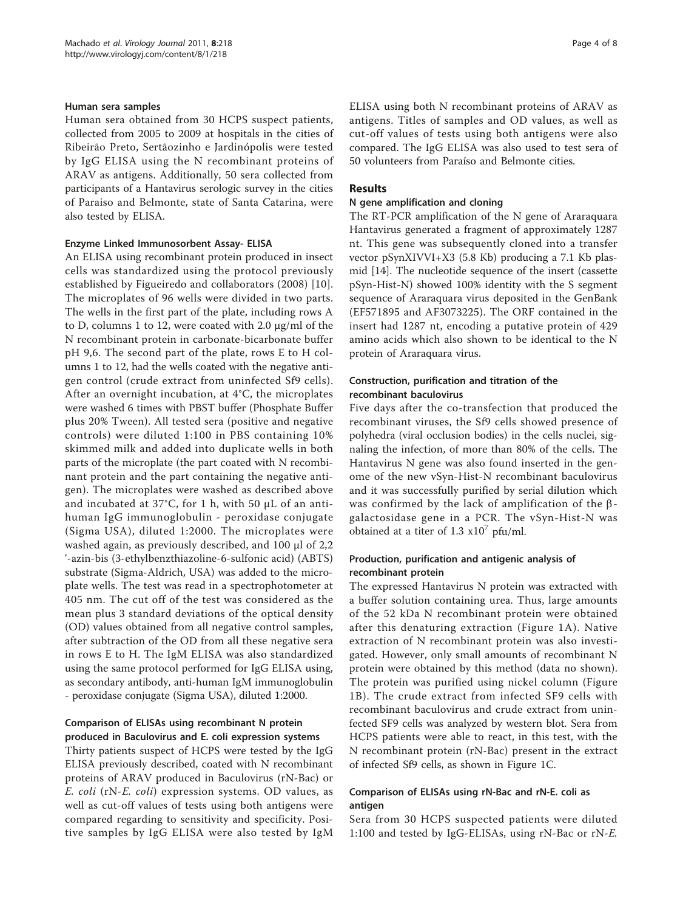#### Human sera samples

Human sera obtained from 30 HCPS suspect patients, collected from 2005 to 2009 at hospitals in the cities of Ribeirão Preto, Sertãozinho e Jardinópolis were tested by IgG ELISA using the N recombinant proteins of ARAV as antigens. Additionally, 50 sera collected from participants of a Hantavirus serologic survey in the cities of Paraiso and Belmonte, state of Santa Catarina, were also tested by ELISA.

#### Enzyme Linked Immunosorbent Assay- ELISA

An ELISA using recombinant protein produced in insect cells was standardized using the protocol previously established by Figueiredo and collaborators (2008) [10]. The microplates of 96 wells were divided in two parts. The wells in the first part of the plate, including rows A to D, columns 1 to 12, were coated with 2.0 μg/ml of the N recombinant protein in carbonate-bicarbonate buffer pH 9,6. The second part of the plate, rows E to H columns 1 to 12, had the wells coated with the negative antigen control (crude extract from uninfected Sf9 cells). After an overnight incubation, at 4°C, the microplates were washed 6 times with PBST buffer (Phosphate Buffer plus 20% Tween). All tested sera (positive and negative controls) were diluted 1:100 in PBS containing 10% skimmed milk and added into duplicate wells in both parts of the microplate (the part coated with N recombinant protein and the part containing the negative antigen). The microplates were washed as described above and incubated at 37°C, for 1 h, with 50 μL of an anti-human IgG immunoglobulin - peroxidase conjugate (Sigma USA), diluted 1:2000. The microplates were washed again, as previously described, and 100 μl of 2,2 '-azin-bis (3-ethylbenzthiazoline-6-sulfonic acid) (ABTS) substrate (Sigma-Aldrich, USA) was added to the microplate wells. The test was read in a spectrophotometer at 405 nm. The cut off of the test was considered as the mean plus 3 standard deviations of the optical density (OD) values obtained from all negative control samples, after subtraction of the OD from all these negative sera in rows E to H. The IgM ELISA was also standardized using the same protocol performed for IgG ELISA using, as secondary antibody, anti-human IgM immunoglobulin - peroxidase conjugate (Sigma USA), diluted 1:2000.

#### Comparison of ELISAs using recombinant N protein produced in Baculovirus and E. coli expression systems

Thirty patients suspect of HCPS were tested by the IgG ELISA previously described, coated with N recombinant proteins of ARAV produced in Baculovirus (rN-Bac) or *E. coli* (rN-*E. coli*) expression systems. OD values, as well as cut-off values of tests using both antigens were compared regarding to sensitivity and specificity. Positive samples by IgG ELISA were also tested by IgM ELISA using both N recombinant proteins of ARAV as antigens. Titles of samples and OD values, as well as cut-off values of tests using both antigens were also compared. The IgG ELISA was also used to test sera of 50 volunteers from Paraíso and Belmonte cities.

## Results

#### N gene amplification and cloning

The RT-PCR amplification of the N gene of Araraquara Hantavirus generated a fragment of approximately 1287 nt. This gene was subsequently cloned into a transfer vector pSynXIVVI+X3 (5.8 Kb) producing a 7.1 Kb plasmid [14]. The nucleotide sequence of the insert (cassette pSyn-Hist-N) showed 100% identity with the S segment sequence of Araraquara virus deposited in the GenBank (EF571895 and AF3073225). The ORF contained in the insert had 1287 nt, encoding a putative protein of 429 amino acids which also shown to be identical to the N protein of Araraquara virus.

#### Construction, purification and titration of the recombinant baculovirus

Five days after the co-transfection that produced the recombinant viruses, the Sf9 cells showed presence of polyhedra (viral occlusion bodies) in the cells nuclei, signaling the infection, of more than 80% of the cells. The Hantavirus N gene was also found inserted in the genome of the new vSyn-Hist-N recombinant baculovirus and it was successfully purified by serial dilution which was confirmed by the lack of amplification of the β-galactosidase gene in a PCR. The vSyn-Hist-N was obtained at a titer of 1.3 $\times 10^7$ pfu/ml.

#### Production, purification and antigenic analysis of recombinant protein

The expressed Hantavirus N protein was extracted with a buffer solution containing urea. Thus, large amounts of the 52 kDa N recombinant protein were obtained after this denaturing extraction (Figure 1A). Native extraction of N recombinant protein was also investigated. However, only small amounts of recombinant N protein were obtained by this method (data no shown). The protein was purified using nickel column (Figure 1B). The crude extract from infected SF9 cells with recombinant baculovirus and crude extract from uninfected SF9 cells was analyzed by western blot. Sera from HCPS patients were able to react, in this test, with the N recombinant protein (rN-Bac) present in the extract of infected Sf9 cells, as shown in Figure 1C.

#### Comparison of ELISAs using rN-Bac and rN-E. coli as antigen

Sera from 30 HCPS suspected patients were diluted 1:100 and tested by IgG-ELISAs, using rN-Bac or rN-*E.*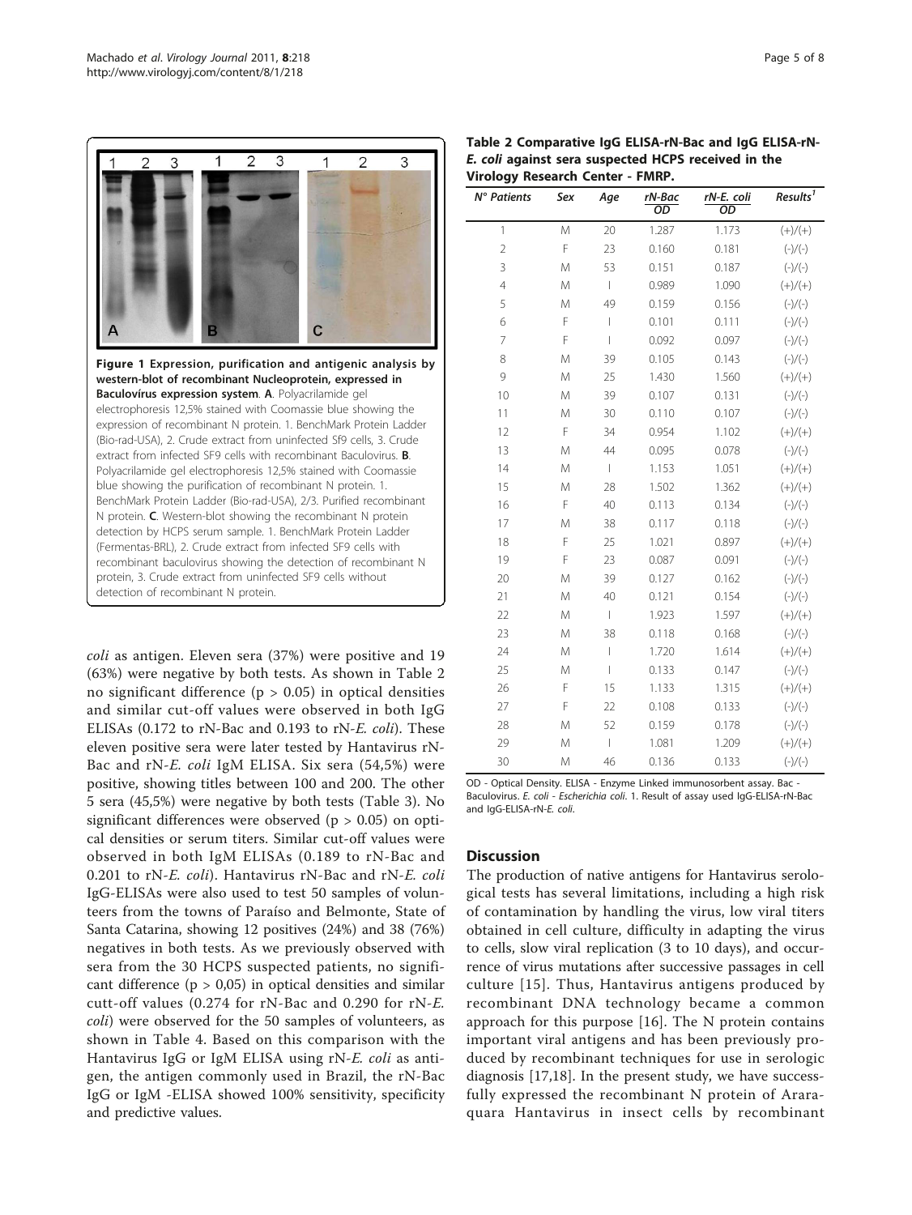Figure 1 **Expression, purification and antigenic analysis by western-blot of recombinant Nucleoprotein, expressed in Baculovírus expression system**. **A**. Polyacrilamide gel electrophoresis 12,5% stained with Coomassie blue showing the expression of recombinant N protein. 1. BenchMark Protein Ladder (Bio-rad-USA), 2. Crude extract from uninfected Sf9 cells, 3. Crude extract from infected SF9 cells with recombinant Baculovirus. **B**. Polyacrilamide gel electrophoresis 12,5% stained with Coomassie blue showing the purification of recombinant N protein. 1. BenchMark Protein Ladder (Bio-rad-USA), 2/3. Purified recombinant N protein. **C**. Western-blot showing the recombinant N protein detection by HCPS serum sample. 1. BenchMark Protein Ladder (Fermentas-BRL), 2. Crude extract from infected SF9 cells with recombinant baculovirus showing the detection of recombinant N protein, 3. Crude extract from uninfected SF9 cells without detection of recombinant N protein.

*coli* as antigen. Eleven sera (37%) were positive and 19 (63%) were negative by both tests. As shown in Table 2 no significant difference ($p > 0.05$) in optical densities and similar cut-off values were observed in both IgG ELISAs (0.172 to rN-Bac and 0.193 to rN-*E. coli*). These eleven positive sera were later tested by Hantavirus rN-Bac and rN-*E. coli* IgM ELISA. Six sera (54,5%) were positive, showing titles between 100 and 200. The other 5 sera (45,5%) were negative by both tests (Table 3). No significant differences were observed ($p > 0.05$) on optical densities or serum titers. Similar cut-off values were observed in both IgM ELISAs (0.189 to rN-Bac and 0.201 to rN-*E. coli*). Hantavirus rN-Bac and rN-*E. coli* IgG-ELISAs were also used to test 50 samples of volunteers from the towns of Paraíso and Belmonte, State of Santa Catarina, showing 12 positives (24%) and 38 (76%) negatives in both tests. As we previously observed with sera from the 30 HCPS suspected patients, no significant difference ($p > 0,05$) in optical densities and similar cutt-off values (0.274 for rN-Bac and 0.290 for rN-*E. coli*) were observed for the 50 samples of volunteers, as shown in Table 4. Based on this comparison with the Hantavirus IgG or IgM ELISA using rN-*E. coli* as antigen, the antigen commonly used in Brazil, the rN-Bac IgG or IgM -ELISA showed 100% sensitivity, specificity and predictive values.

**Table 2 Comparative IgG ELISA-rN-Bac and IgG ELISA-rN-*E. coli* against sera suspected HCPS received in the Virology Research Center - FMRP.**

| N° Patients | Sex | Age | rN-Bac OD | rN-E. coli OD | Results[1] |
|---|---|---|---|---|---|
| 1 | M | 20 | 1.287 | 1.173 | (+)/(+) |
| 2 | F | 23 | 0.160 | 0.181 | (-)/(-) |
| 3 | M | 53 | 0.151 | 0.187 | (-)/(-) |
| 4 | M | I | 0.989 | 1.090 | (+)/(+) |
| 5 | M | 49 | 0.159 | 0.156 | (-)/(-) |
| 6 | F | I | 0.101 | 0.111 | (-)/(-) |
| 7 | F | I | 0.092 | 0.097 | (-)/(-) |
| 8 | M | 39 | 0.105 | 0.143 | (-)/(-) |
| 9 | M | 25 | 1.430 | 1.560 | (+)/(+) |
| 10 | M | 39 | 0.107 | 0.131 | (-)/(-) |
| 11 | M | 30 | 0.110 | 0.107 | (-)/(-) |
| 12 | F | 34 | 0.954 | 1.102 | (+)/(+) |
| 13 | M | 44 | 0.095 | 0.078 | (-)/(-) |
| 14 | M | I | 1.153 | 1.051 | (+)/(+) |
| 15 | M | 28 | 1.502 | 1.362 | (+)/(+) |
| 16 | F | 40 | 0.113 | 0.134 | (-)/(-) |
| 17 | M | 38 | 0.117 | 0.118 | (-)/(-) |
| 18 | F | 25 | 1.021 | 0.897 | (+)/(+) |
| 19 | F | 23 | 0.087 | 0.091 | (-)/(-) |
| 20 | M | 39 | 0.127 | 0.162 | (-)/(-) |
| 21 | M | 40 | 0.121 | 0.154 | (-)/(-) |
| 22 | M | I | 1.923 | 1.597 | (+)/(+) |
| 23 | M | 38 | 0.118 | 0.168 | (-)/(-) |
| 24 | M | I | 1.720 | 1.614 | (+)/(+) |
| 25 | M | I | 0.133 | 0.147 | (-)/(-) |
| 26 | F | 15 | 1.133 | 1.315 | (+)/(+) |
| 27 | F | 22 | 0.108 | 0.133 | (-)/(-) |
| 28 | M | 52 | 0.159 | 0.178 | (-)/(-) |
| 29 | M | I | 1.081 | 1.209 | (+)/(+) |
| 30 | M | 46 | 0.136 | 0.133 | (-)/(-) |

OD - Optical Density. ELISA - Enzyme Linked immunosorbent assay. Bac - Baculovirus. *E. coli* - *Escherichia coli*. 1. Result of assay used IgG-ELISA-rN-Bac and IgG-ELISA-rN-*E. coli*.

## Discussion

The production of native antigens for Hantavirus serological tests has several limitations, including a high risk of contamination by handling the virus, low viral titers obtained in cell culture, difficulty in adapting the virus to cells, slow viral replication (3 to 10 days), and occurrence of virus mutations after successive passages in cell culture [15]. Thus, Hantavirus antigens produced by recombinant DNA technology became a common approach for this purpose [16]. The N protein contains important viral antigens and has been previously produced by recombinant techniques for use in serologic diagnosis [17,18]. In the present study, we have successfully expressed the recombinant N protein of Araraquara Hantavirus in insect cells by recombinant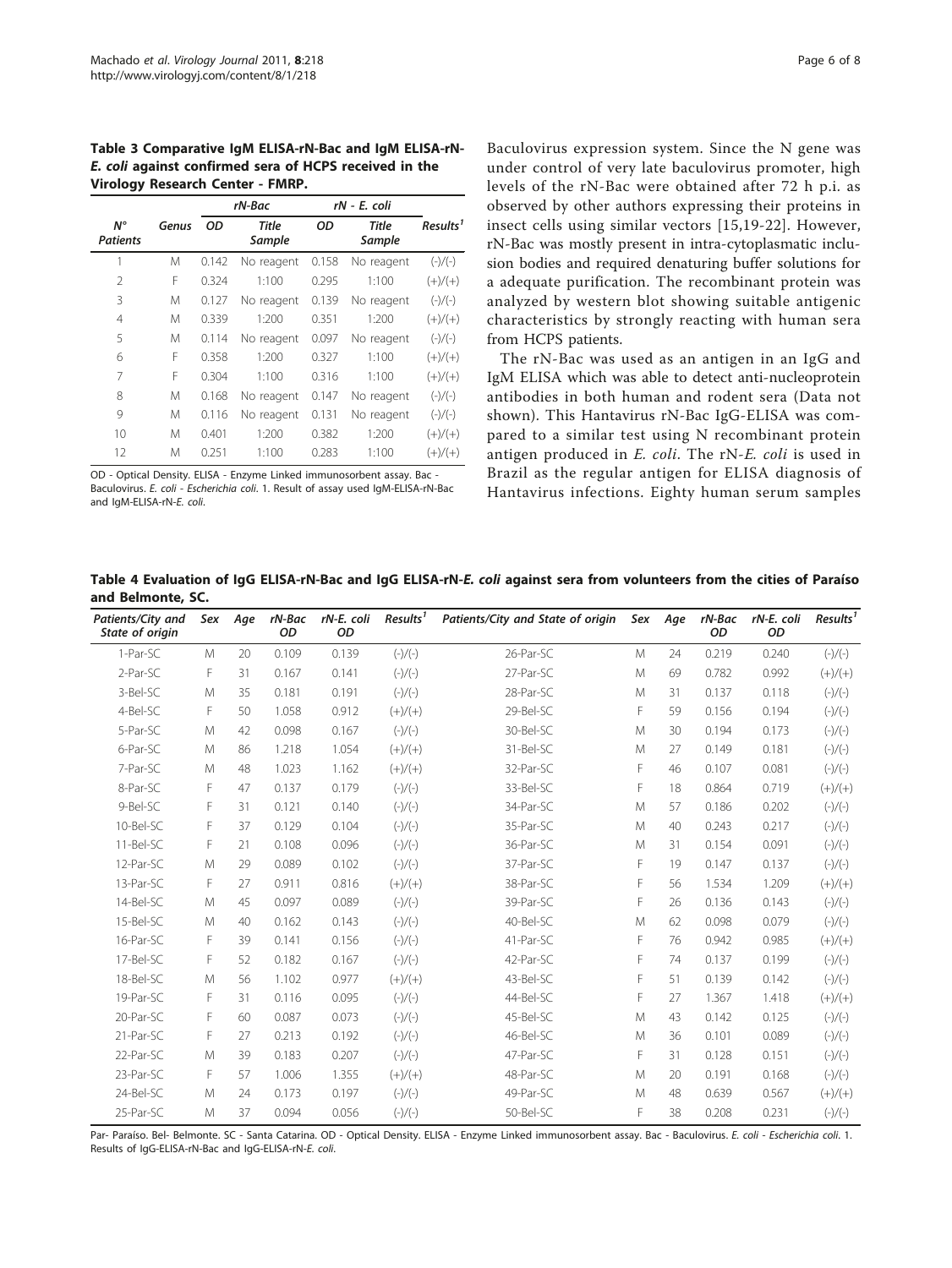**Table 3 Comparative IgM ELISA-rN-Bac and IgM ELISA-rN-*E. coli* against confirmed sera of HCPS received in the Virology Research Center - FMRP.**

| | | rN-Bac | | rN - *E. coli* | | |
|---|---|---|---|---|---|---|
| N° Patients | Genus | OD | Title Sample | OD | Title Sample | Results[1] |
| 1 | M | 0.142 | No reagent | 0.158 | No reagent | (-)/(-) |
| 2 | F | 0.324 | 1:100 | 0.295 | 1:100 | (+)/(+) |
| 3 | M | 0.127 | No reagent | 0.139 | No reagent | (-)/(-) |
| 4 | M | 0.339 | 1:200 | 0.351 | 1:200 | (+)/(+) |
| 5 | M | 0.114 | No reagent | 0.097 | No reagent | (-)/(-) |
| 6 | F | 0.358 | 1:200 | 0.327 | 1:100 | (+)/(+) |
| 7 | F | 0.304 | 1:100 | 0.316 | 1:100 | (+)/(+) |
| 8 | M | 0.168 | No reagent | 0.147 | No reagent | (-)/(-) |
| 9 | M | 0.116 | No reagent | 0.131 | No reagent | (-)/(-) |
| 10 | M | 0.401 | 1:200 | 0.382 | 1:200 | (+)/(+) |
| 12 | M | 0.251 | 1:100 | 0.283 | 1:100 | (+)/(+) |

OD - Optical Density. ELISA - Enzyme Linked immunosorbent assay. Bac - Baculovirus. *E. coli - Escherichia coli*. 1. Result of assay used IgM-ELISA-rN-Bac and IgM-ELISA-rN-*E. coli*.

Baculovirus expression system. Since the N gene was under control of very late baculovirus promoter, high levels of the rN-Bac were obtained after 72 h p.i. as observed by other authors expressing their proteins in insect cells using similar vectors [15,19-22]. However, rN-Bac was mostly present in intra-cytoplasmatic inclusion bodies and required denaturing buffer solutions for a adequate purification. The recombinant protein was analyzed by western blot showing suitable antigenic characteristics by strongly reacting with human sera from HCPS patients.

The rN-Bac was used as an antigen in an IgG and IgM ELISA which was able to detect anti-nucleoprotein antibodies in both human and rodent sera (Data not shown). This Hantavirus rN-Bac IgG-ELISA was compared to a similar test using N recombinant protein antigen produced in *E. coli*. The rN-*E. coli* is used in Brazil as the regular antigen for ELISA diagnosis of Hantavirus infections. Eighty human serum samples

**Table 4 Evaluation of IgG ELISA-rN-Bac and IgG ELISA-rN-*E. coli* against sera from volunteers from the cities of Paraíso and Belmonte, SC.**

| Patients/City and State of origin | Sex | Age | rN-Bac OD | rN-E. coli OD | Results[1] | Patients/City and State of origin | Sex | Age | rN-Bac OD | rN-E. coli OD | Results[1] |
|---|---|---|---|---|---|---|---|---|---|---|---|
| 1-Par-SC | M | 20 | 0.109 | 0.139 | (-)/(-) | 26-Par-SC | M | 24 | 0.219 | 0.240 | (-)/(-) |
| 2-Par-SC | F | 31 | 0.167 | 0.141 | (-)/(-) | 27-Par-SC | M | 69 | 0.782 | 0.992 | (+)/(+) |
| 3-Bel-SC | M | 35 | 0.181 | 0.191 | (-)/(-) | 28-Par-SC | M | 31 | 0.137 | 0.118 | (-)/(-) |
| 4-Bel-SC | F | 50 | 1.058 | 0.912 | (+)/(+) | 29-Bel-SC | F | 59 | 0.156 | 0.194 | (-)/(-) |
| 5-Par-SC | M | 42 | 0.098 | 0.167 | (-)/(-) | 30-Bel-SC | M | 30 | 0.194 | 0.173 | (-)/(-) |
| 6-Par-SC | M | 86 | 1.218 | 1.054 | (+)/(+) | 31-Bel-SC | M | 27 | 0.149 | 0.181 | (-)/(-) |
| 7-Par-SC | M | 48 | 1.023 | 1.162 | (+)/(+) | 32-Par-SC | F | 46 | 0.107 | 0.081 | (-)/(-) |
| 8-Par-SC | F | 47 | 0.137 | 0.179 | (-)/(-) | 33-Bel-SC | F | 18 | 0.864 | 0.719 | (+)/(+) |
| 9-Bel-SC | F | 31 | 0.121 | 0.140 | (-)/(-) | 34-Par-SC | M | 57 | 0.186 | 0.202 | (-)/(-) |
| 10-Bel-SC | F | 37 | 0.129 | 0.104 | (-)/(-) | 35-Par-SC | M | 40 | 0.243 | 0.217 | (-)/(-) |
| 11-Bel-SC | F | 21 | 0.108 | 0.096 | (-)/(-) | 36-Par-SC | M | 31 | 0.154 | 0.091 | (-)/(-) |
| 12-Par-SC | M | 29 | 0.089 | 0.102 | (-)/(-) | 37-Par-SC | F | 19 | 0.147 | 0.137 | (-)/(-) |
| 13-Par-SC | F | 27 | 0.911 | 0.816 | (+)/(+) | 38-Par-SC | F | 56 | 1.534 | 1.209 | (+)/(+) |
| 14-Bel-SC | M | 45 | 0.097 | 0.089 | (-)/(-) | 39-Par-SC | F | 26 | 0.136 | 0.143 | (-)/(-) |
| 15-Bel-SC | M | 40 | 0.162 | 0.143 | (-)/(-) | 40-Bel-SC | M | 62 | 0.098 | 0.079 | (-)/(-) |
| 16-Par-SC | F | 39 | 0.141 | 0.156 | (-)/(-) | 41-Par-SC | F | 76 | 0.942 | 0.985 | (+)/(+) |
| 17-Bel-SC | F | 52 | 0.182 | 0.167 | (-)/(-) | 42-Par-SC | F | 74 | 0.137 | 0.199 | (-)/(-) |
| 18-Bel-SC | M | 56 | 1.102 | 0.977 | (+)/(+) | 43-Bel-SC | F | 51 | 0.139 | 0.142 | (-)/(-) |
| 19-Par-SC | F | 31 | 0.116 | 0.095 | (-)/(-) | 44-Bel-SC | F | 27 | 1.367 | 1.418 | (+)/(+) |
| 20-Par-SC | F | 60 | 0.087 | 0.073 | (-)/(-) | 45-Bel-SC | M | 43 | 0.142 | 0.125 | (-)/(-) |
| 21-Par-SC | F | 27 | 0.213 | 0.192 | (-)/(-) | 46-Bel-SC | M | 36 | 0.101 | 0.089 | (-)/(-) |
| 22-Par-SC | M | 39 | 0.183 | 0.207 | (-)/(-) | 47-Par-SC | F | 31 | 0.128 | 0.151 | (-)/(-) |
| 23-Par-SC | F | 57 | 1.006 | 1.355 | (+)/(+) | 48-Par-SC | M | 20 | 0.191 | 0.168 | (-)/(-) |
| 24-Bel-SC | M | 24 | 0.173 | 0.197 | (-)/(-) | 49-Par-SC | M | 48 | 0.639 | 0.567 | (+)/(+) |
| 25-Par-SC | M | 37 | 0.094 | 0.056 | (-)/(-) | 50-Bel-SC | F | 38 | 0.208 | 0.231 | (-)/(-) |

Par- Paraíso. Bel- Belmonte. SC - Santa Catarina. OD - Optical Density. ELISA - Enzyme Linked immunosorbent assay. Bac - Baculovirus. *E. coli - Escherichia coli*. 1. Results of IgG-ELISA-rN-Bac and IgG-ELISA-rN-*E. coli*.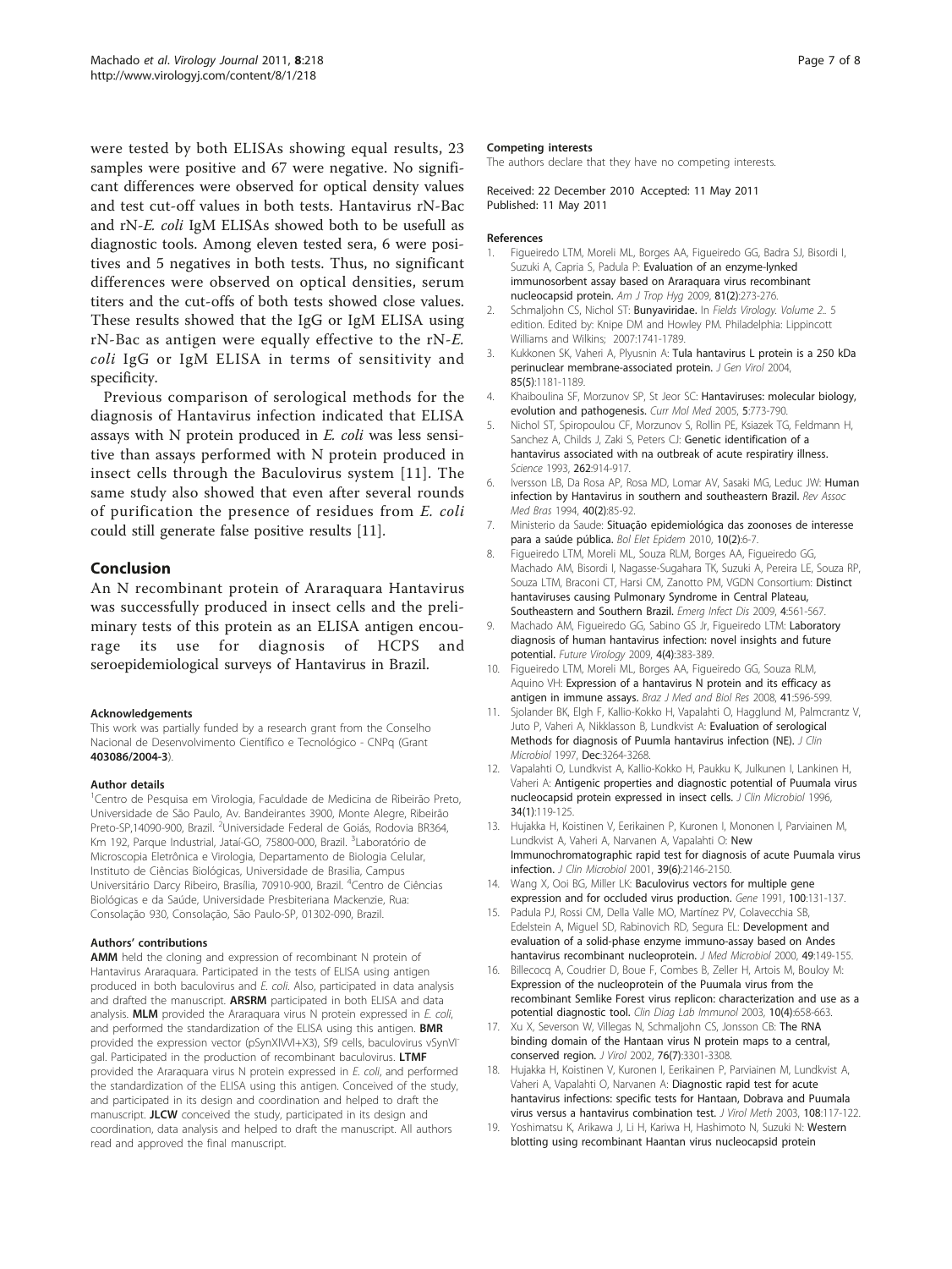were tested by both ELISAs showing equal results, 23 samples were positive and 67 were negative. No significant differences were observed for optical density values and test cut-off values in both tests. Hantavirus rN-Bac and rN-*E. coli* IgM ELISAs showed both to be usefull as diagnostic tools. Among eleven tested sera, 6 were positives and 5 negatives in both tests. Thus, no significant differences were observed on optical densities, serum titers and the cut-offs of both tests showed close values. These results showed that the IgG or IgM ELISA using rN-Bac as antigen were equally effective to the rN-*E. coli* IgG or IgM ELISA in terms of sensitivity and specificity.

Previous comparison of serological methods for the diagnosis of Hantavirus infection indicated that ELISA assays with N protein produced in *E. coli* was less sensitive than assays performed with N protein produced in insect cells through the Baculovirus system [11]. The same study also showed that even after several rounds of purification the presence of residues from *E. coli* could still generate false positive results [11].

## Conclusion

An N recombinant protein of Araraquara Hantavirus was successfully produced in insect cells and the preliminary tests of this protein as an ELISA antigen encourage its use for diagnosis of HCPS and seroepidemiological surveys of Hantavirus in Brazil.

#### Acknowledgements

This work was partially funded by a research grant from the Conselho Nacional de Desenvolvimento Científico e Tecnológico - CNPq (Grant **403086/2004-3**).

#### Author details

[1]Centro de Pesquisa em Virologia, Faculdade de Medicina de Ribeirão Preto, Universidade de São Paulo, Av. Bandeirantes 3900, Monte Alegre, Ribeirão Preto-SP,14090-900, Brazil. [2]Universidade Federal de Goiás, Rodovia BR364, Km 192, Parque Industrial, Jataí-GO, 75800-000, Brazil. [3]Laboratório de Microscopia Eletrônica e Virologia, Departamento de Biologia Celular, Instituto de Ciências Biológicas, Universidade de Brasília, Campus Universitário Darcy Ribeiro, Brasília, 70910-900, Brazil. [4]Centro de Ciências Biológicas e da Saúde, Universidade Presbiteriana Mackenzie, Rua: Consolação 930, Consolação, São Paulo-SP, 01302-090, Brazil.

#### Authors' contributions

**AMM** held the cloning and expression of recombinant N protein of Hantavirus Araraquara. Participated in the tests of ELISA using antigen produced in both baculovirus and *E. coli*. Also, participated in data analysis and drafted the manuscript. **ARSRM** participated in both ELISA and data analysis. **MLM** provided the Araraquara virus N protein expressed in *E. coli*, and performed the standardization of the ELISA using this antigen. **BMR** provided the expression vector (pSynXIVVI+X3), Sf9 cells, baculovirus vSynVI⁻gal. Participated in the production of recombinant baculovirus. **LTMF** provided the Araraquara virus N protein expressed in *E. coli*, and performed the standardization of the ELISA using this antigen. Conceived of the study, and participated in its design and coordination and helped to draft the manuscript. **JLCW** conceived the study, participated in its design and coordination, data analysis and helped to draft the manuscript. All authors read and approved the final manuscript.

#### Competing interests

The authors declare that they have no competing interests.

Received: 22 December 2010 Accepted: 11 May 2011
Published: 11 May 2011

#### References

1. Figueiredo LTM, Moreli ML, Borges AA, Figueiredo GG, Badra SJ, Bisordi I, Suzuki A, Capria S, Padula P: **Evaluation of an enzyme-lynked immunosorbent assay based on Araraquara virus recombinant nucleocapsid protein.** *Am J Trop Hyg* 2009, **81(2)**:273-276.
2. Schmaljohn CS, Nichol ST: **Bunyaviridae.** In *Fields Virology. Volume 2.*. 5 edition. Edited by: Knipe DM and Howley PM. Philadelphia: Lippincott Williams and Wilkins; 2007:1741-1789.
3. Kukkonen SK, Vaheri A, Plyusnin A: **Tula hantavirus L protein is a 250 kDa perinuclear membrane-associated protein.** *J Gen Virol* 2004, **85(5)**:1181-1189.
4. Khaiboulina SF, Morzunov SP, St Jeor SC: **Hantaviruses: molecular biology, evolution and pathogenesis.** *Curr Mol Med* 2005, **5**:773-790.
5. Nichol ST, Spiropoulou CF, Morzunov S, Rollin PE, Ksiazek TG, Feldmann H, Sanchez A, Childs J, Zaki S, Peters CJ: **Genetic identification of a hantavirus associated with na outbreak of acute respiratiry illness.** *Science* 1993, **262**:914-917.
6. Iversson LB, Da Rosa AP, Rosa MD, Lomar AV, Sasaki MG, Leduc JW: **Human infection by Hantavirus in southern and southeastern Brazil.** *Rev Assoc Med Bras* 1994, **40(2)**:85-92.
7. Ministerio da Saude: **Situação epidemiológica das zoonoses de interesse para a saúde pública.** *Bol Elet Epidem* 2010, **10(2)**:6-7.
8. Figueiredo LTM, Moreli ML, Souza RLM, Borges AA, Figueiredo GG, Machado AM, Bisordi I, Nagasse-Sugahara TK, Suzuki A, Pereira LE, Souza RP, Souza LTM, Braconi CT, Harsi CM, Zanotto PM, VGDN Consortium: **Distinct hantaviruses causing Pulmonary Syndrome in Central Plateau, Southeastern and Southern Brazil.** *Emerg Infect Dis* 2009, **4**:561-567.
9. Machado AM, Figueiredo GG, Sabino GS Jr, Figueiredo LTM: **Laboratory diagnosis of human hantavirus infection: novel insights and future potential.** *Future Virology* 2009, **4(4)**:383-389.
10. Figueiredo LTM, Moreli ML, Borges AA, Figueiredo GG, Souza RLM, Aquino VH: **Expression of a hantavirus N protein and its efficacy as antigen in immune assays.** *Braz J Med and Biol Res* 2008, **41**:596-599.
11. Sjolander BK, Elgh F, Kallio-Kokko H, Vapalahti O, Hagglund M, Palmcrantz V, Juto P, Vaheri A, Nikklasson B, Lundkvist A: **Evaluation of serological Methods for diagnosis of Puumla hantavirus infection (NE).** *J Clin Microbiol* 1997, **Dec**:3264-3268.
12. Vapalahti O, Lundkvist A, Kallio-Kokko H, Paukku K, Julkunen I, Lankinen H, Vaheri A: **Antigenic properties and diagnostic potential of Puumala virus nucleocapsid protein expressed in insect cells.** *J Clin Microbiol* 1996, **34(1)**:119-125.
13. Hujakka H, Koistinen V, Eerikainen P, Kuronen I, Mononen I, Parviainen M, Lundkvist A, Vaheri A, Narvanen A, Vapalahti O: **New Immunochromatographic rapid test for diagnosis of acute Puumala virus infection.** *J Clin Microbiol* 2001, **39(6)**:2146-2150.
14. Wang X, Ooi BG, Miller LK: **Baculovirus vectors for multiple gene expression and for occluded virus production.** *Gene* 1991, **100**:131-137.
15. Padula PJ, Rossi CM, Della Valle MO, Martínez PV, Colavecchia SB, Edelstein A, Miguel SD, Rabinovich RD, Segura EL: **Development and evaluation of a solid-phase enzyme immuno-assay based on Andes hantavirus recombinant nucleoprotein.** *J Med Microbiol* 2000, **49**:149-155.
16. Billecocq A, Coudrier D, Boue F, Combes B, Zeller H, Artois M, Bouloy M: **Expression of the nucleoprotein of the Puumala virus from the recombinant Semlike Forest virus replicon: characterization and use as a potential diagnostic tool.** *Clin Diag Lab Immunol* 2003, **10(4)**:658-663.
17. Xu X, Severson W, Villegas N, Schmaljohn CS, Jonsson CB: **The RNA binding domain of the Hantaan virus N protein maps to a central, conserved region.** *J Virol* 2002, **76(7)**:3301-3308.
18. Hujakka H, Koistinen V, Kuronen I, Eerikainen P, Parviainen M, Lundkvist A, Vaheri A, Vapalahti O, Narvanen A: **Diagnostic rapid test for acute hantavirus infections: specific tests for Hantaan, Dobrava and Puumala virus versus a hantavirus combination test.** *J Virol Meth* 2003, **108**:117-122.
19. Yoshimatsu K, Arikawa J, Li H, Kariwa H, Hashimoto N, Suzuki N: **Western blotting using recombinant Haantan virus nucleocapsid protein**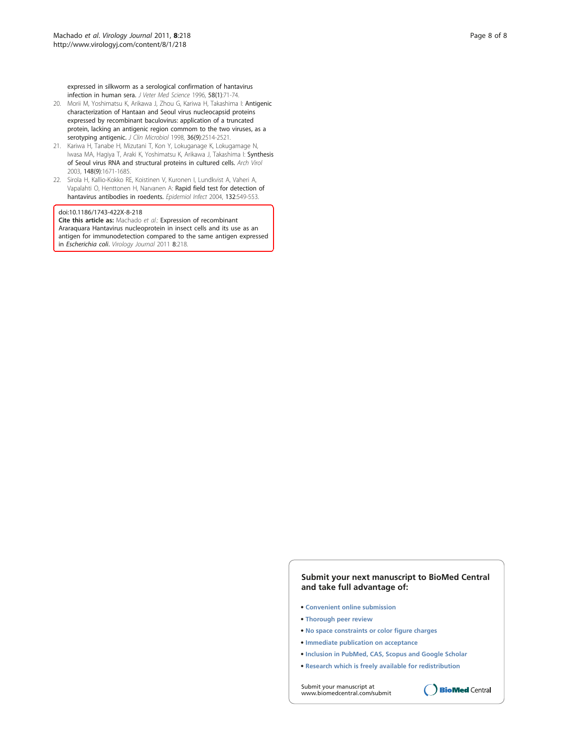expressed in silkworm as a serological confirmation of hantavirus infection in human sera. *J Veter Med Science* 1996, **58(1)**:71-74.

20. Morii M, Yoshimatsu K, Arikawa J, Zhou G, Kariwa H, Takashima I: **Antigenic characterization of Hantaan and Seoul virus nucleocapsid proteins expressed by recombinant baculovirus: application of a truncated protein, lacking an antigenic region commom to the two viruses, as a serotyping antigenic.** *J Clin Microbiol* 1998, **36(9)**:2514-2521.
21. Kariwa H, Tanabe H, Mizutani T, Kon Y, Lokuganage K, Lokugamage N, Iwasa MA, Hagiya T, Araki K, Yoshimatsu K, Arikawa J, Takashima I: **Synthesis of Seoul virus RNA and structural proteins in cultured cells.** *Arch Virol* 2003, **148(9)**:1671-1685.
22. Sirola H, Kallio-Kokko RE, Koistinen V, Kuronen I, Lundkvist A, Vaheri A, Vapalahti O, Henttonen H, Narvanen A: **Rapid field test for detection of hantavirus antibodies in roedents.** *Epidemiol Infect* 2004, **132**:549-553.

doi:10.1186/1743-422X-8-218
**Cite this article as:** Machado *et al.*: Expression of recombinant Araraquara Hantavirus nucleoprotein in insect cells and its use as an antigen for immunodetection compared to the same antigen expressed in *Escherichia coli*. *Virology Journal* 2011 **8**:218.

**Submit your next manuscript to BioMed Central and take full advantage of:**

- **Convenient online submission**
- **Thorough peer review**
- **No space constraints or color figure charges**
- **Immediate publication on acceptance**
- **Inclusion in PubMed, CAS, Scopus and Google Scholar**
- **Research which is freely available for redistribution**

Submit your manuscript at
www.biomedcentral.com/submit

BioMed Central